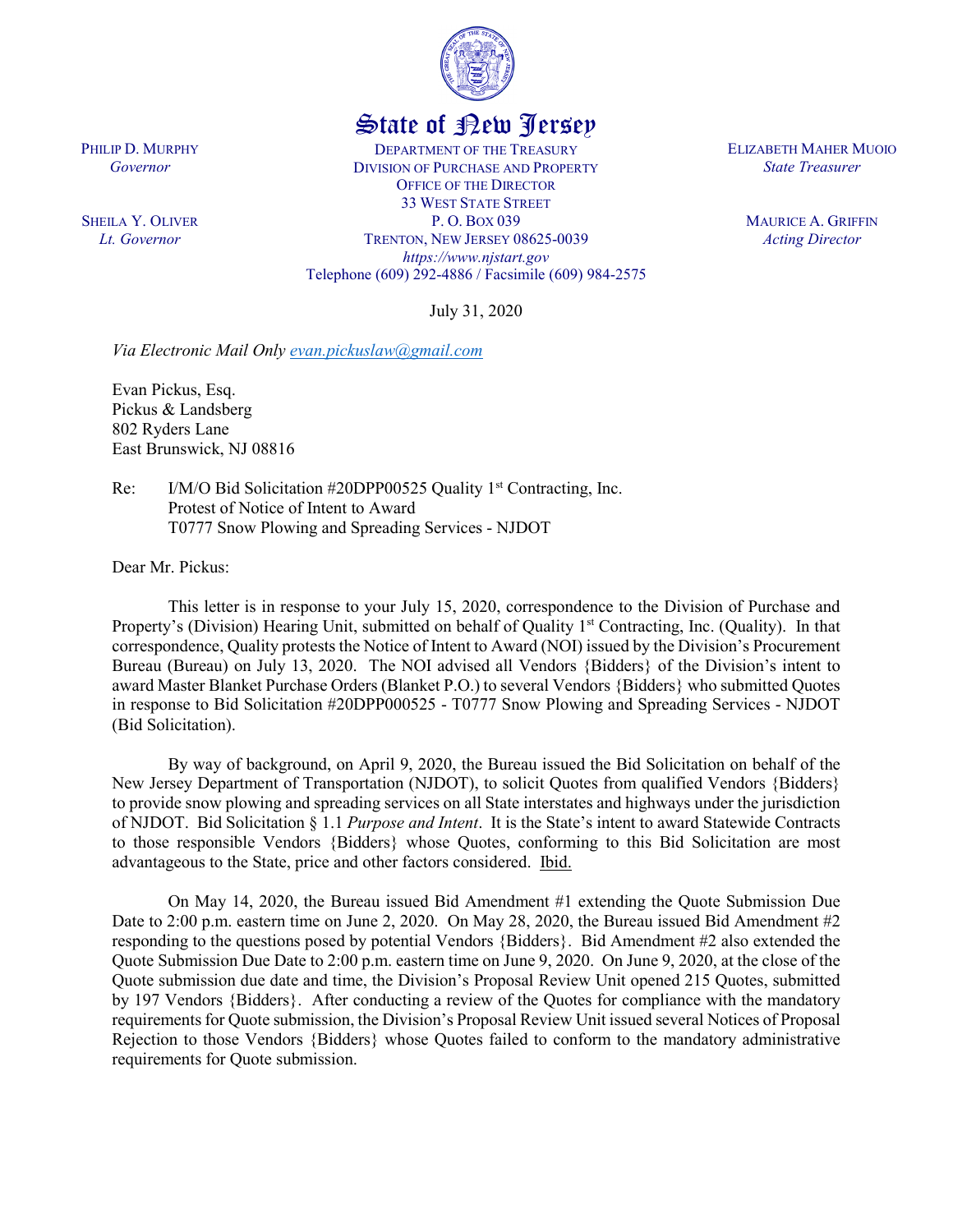# State of New Jersey

PHILIP D. MURPHY
*Governor*

SHEILA Y. OLIVER
*Lt. Governor*

DEPARTMENT OF THE TREASURY
DIVISION OF PURCHASE AND PROPERTY
OFFICE OF THE DIRECTOR
33 WEST STATE STREET
P. O. BOX 039
TRENTON, NEW JERSEY 08625-0039
*https://www.njstart.gov*
Telephone (609) 292-4886 / Facsimile (609) 984-2575

ELIZABETH MAHER MUOIO
*State Treasurer*

MAURICE A. GRIFFIN
*Acting Director*

July 31, 2020

*Via Electronic Mail Only evan.pickuslaw@gmail.com*

Evan Pickus, Esq.
Pickus & Landsberg
802 Ryders Lane
East Brunswick, NJ 08816

Re: I/M/O Bid Solicitation #20DPP00525 Quality 1st Contracting, Inc.
Protest of Notice of Intent to Award
T0777 Snow Plowing and Spreading Services - NJDOT

Dear Mr. Pickus:

This letter is in response to your July 15, 2020, correspondence to the Division of Purchase and Property's (Division) Hearing Unit, submitted on behalf of Quality 1st Contracting, Inc. (Quality). In that correspondence, Quality protests the Notice of Intent to Award (NOI) issued by the Division's Procurement Bureau (Bureau) on July 13, 2020. The NOI advised all Vendors {Bidders} of the Division's intent to award Master Blanket Purchase Orders (Blanket P.O.) to several Vendors {Bidders} who submitted Quotes in response to Bid Solicitation #20DPP000525 - T0777 Snow Plowing and Spreading Services - NJDOT (Bid Solicitation).

By way of background, on April 9, 2020, the Bureau issued the Bid Solicitation on behalf of the New Jersey Department of Transportation (NJDOT), to solicit Quotes from qualified Vendors {Bidders} to provide snow plowing and spreading services on all State interstates and highways under the jurisdiction of NJDOT. Bid Solicitation § 1.1 *Purpose and Intent*. It is the State's intent to award Statewide Contracts to those responsible Vendors {Bidders} whose Quotes, conforming to this Bid Solicitation are most advantageous to the State, price and other factors considered. Ibid.

On May 14, 2020, the Bureau issued Bid Amendment #1 extending the Quote Submission Due Date to 2:00 p.m. eastern time on June 2, 2020. On May 28, 2020, the Bureau issued Bid Amendment #2 responding to the questions posed by potential Vendors {Bidders}. Bid Amendment #2 also extended the Quote Submission Due Date to 2:00 p.m. eastern time on June 9, 2020. On June 9, 2020, at the close of the Quote submission due date and time, the Division's Proposal Review Unit opened 215 Quotes, submitted by 197 Vendors {Bidders}. After conducting a review of the Quotes for compliance with the mandatory requirements for Quote submission, the Division's Proposal Review Unit issued several Notices of Proposal Rejection to those Vendors {Bidders} whose Quotes failed to conform to the mandatory administrative requirements for Quote submission.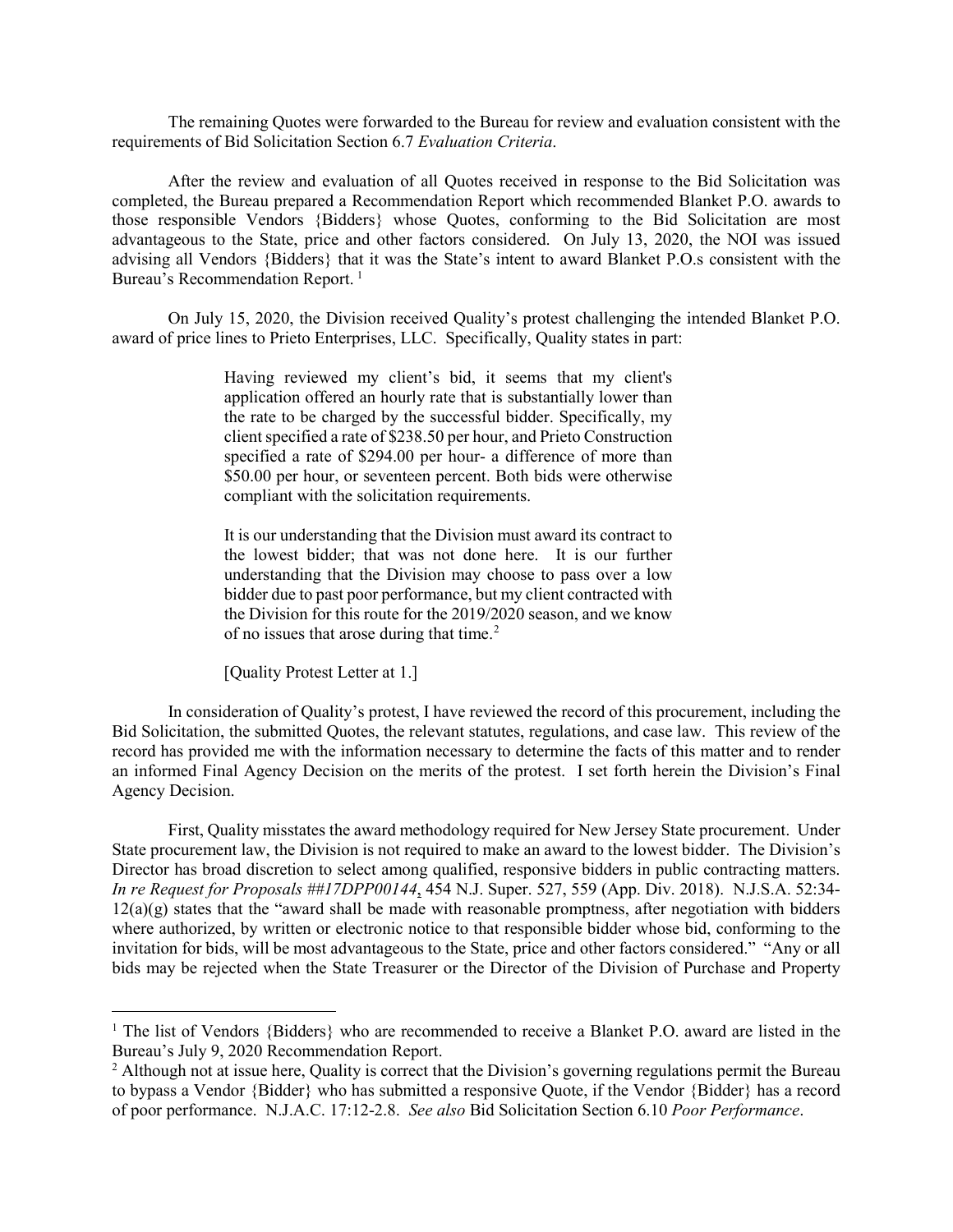The remaining Quotes were forwarded to the Bureau for review and evaluation consistent with the requirements of Bid Solicitation Section 6.7 *Evaluation Criteria*.

After the review and evaluation of all Quotes received in response to the Bid Solicitation was completed, the Bureau prepared a Recommendation Report which recommended Blanket P.O. awards to those responsible Vendors {Bidders} whose Quotes, conforming to the Bid Solicitation are most advantageous to the State, price and other factors considered. On July 13, 2020, the NOI was issued advising all Vendors {Bidders} that it was the State's intent to award Blanket P.O.s consistent with the Bureau's Recommendation Report. [1]

On July 15, 2020, the Division received Quality's protest challenging the intended Blanket P.O. award of price lines to Prieto Enterprises, LLC. Specifically, Quality states in part:

> Having reviewed my client's bid, it seems that my client's application offered an hourly rate that is substantially lower than the rate to be charged by the successful bidder. Specifically, my client specified a rate of $238.50 per hour, and Prieto Construction specified a rate of $294.00 per hour- a difference of more than $50.00 per hour, or seventeen percent. Both bids were otherwise compliant with the solicitation requirements.
>
> It is our understanding that the Division must award its contract to the lowest bidder; that was not done here. It is our further understanding that the Division may choose to pass over a low bidder due to past poor performance, but my client contracted with the Division for this route for the 2019/2020 season, and we know of no issues that arose during that time. [2]
>
> [Quality Protest Letter at 1.]

In consideration of Quality's protest, I have reviewed the record of this procurement, including the Bid Solicitation, the submitted Quotes, the relevant statutes, regulations, and case law. This review of the record has provided me with the information necessary to determine the facts of this matter and to render an informed Final Agency Decision on the merits of the protest. I set forth herein the Division's Final Agency Decision.

First, Quality misstates the award methodology required for New Jersey State procurement. Under State procurement law, the Division is not required to make an award to the lowest bidder. The Division's Director has broad discretion to select among qualified, responsive bidders in public contracting matters. *In re Request for Proposals ##17DPP00144*, 454 N.J. Super. 527, 559 (App. Div. 2018). N.J.S.A. 52:34-12(a)(g) states that the "award shall be made with reasonable promptness, after negotiation with bidders where authorized, by written or electronic notice to that responsible bidder whose bid, conforming to the invitation for bids, will be most advantageous to the State, price and other factors considered." "Any or all bids may be rejected when the State Treasurer or the Director of the Division of Purchase and Property

---

[1] The list of Vendors {Bidders} who are recommended to receive a Blanket P.O. award are listed in the Bureau's July 9, 2020 Recommendation Report.

[2] Although not at issue here, Quality is correct that the Division's governing regulations permit the Bureau to bypass a Vendor {Bidder} who has submitted a responsive Quote, if the Vendor {Bidder} has a record of poor performance. N.J.A.C. 17:12-2.8. *See also* Bid Solicitation Section 6.10 *Poor Performance*.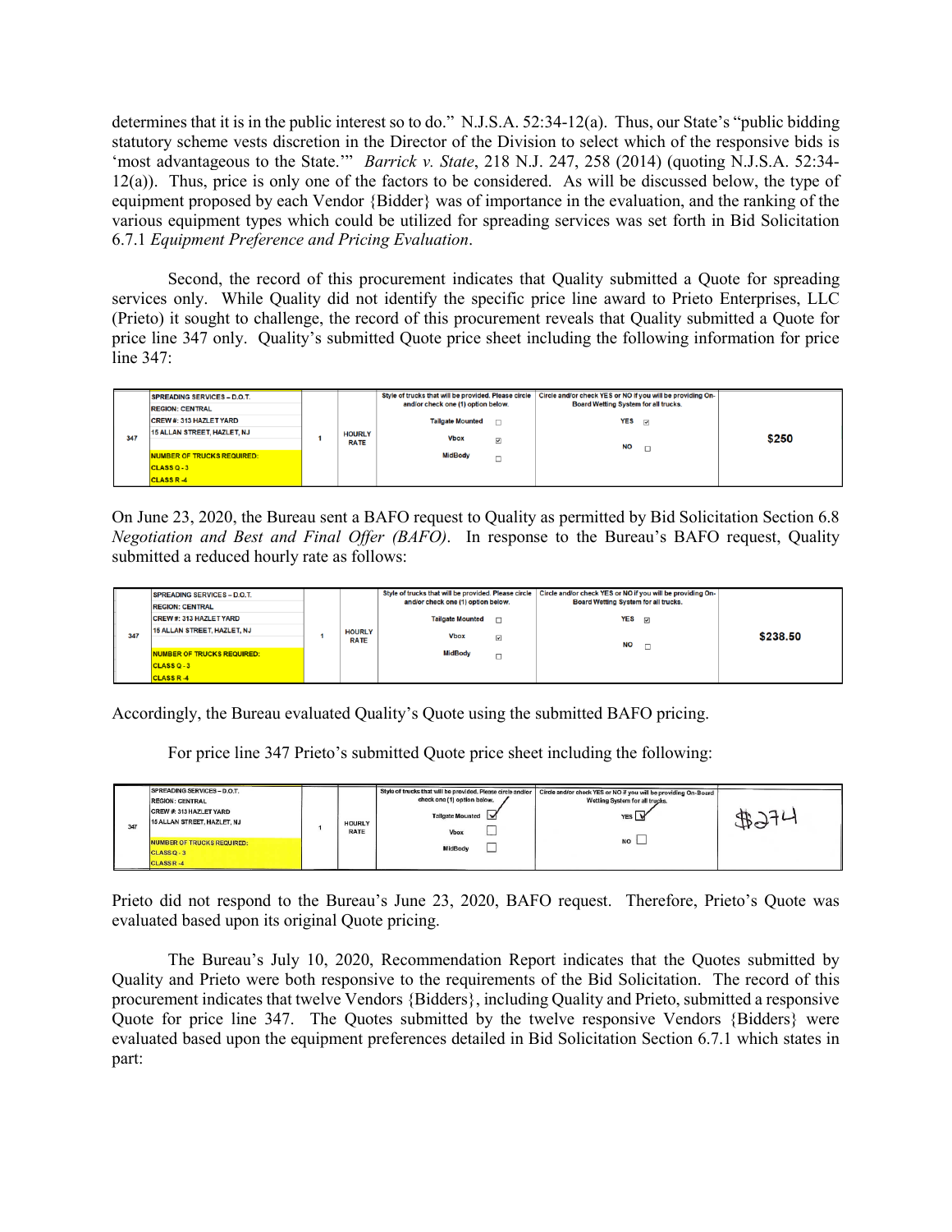determines that it is in the public interest so to do." N.J.S.A. 52:34-12(a). Thus, our State's "public bidding statutory scheme vests discretion in the Director of the Division to select which of the responsive bids is 'most advantageous to the State.'" *Barrick v. State*, 218 N.J. 247, 258 (2014) (quoting N.J.S.A. 52:34-12(a)). Thus, price is only one of the factors to be considered. As will be discussed below, the type of equipment proposed by each Vendor {Bidder} was of importance in the evaluation, and the ranking of the various equipment types which could be utilized for spreading services was set forth in Bid Solicitation 6.7.1 *Equipment Preference and Pricing Evaluation*.

Second, the record of this procurement indicates that Quality submitted a Quote for spreading services only. While Quality did not identify the specific price line award to Prieto Enterprises, LLC (Prieto) it sought to challenge, the record of this procurement reveals that Quality submitted a Quote for price line 347 only. Quality's submitted Quote price sheet including the following information for price line 347:

| | | | | | | |
|---|---|---|---|---|---|---|
| 347 | SPREADING SERVICES – D.O.T.<br>REGION: CENTRAL<br>CREW #: 313 HAZLET YARD<br>15 ALLAN STREET, HAZLET, NJ<br>NUMBER OF TRUCKS REQUIRED:<br>CLASS Q - 3<br>CLASS R - 4 | 1 | HOURLY RATE | Style of trucks that will be provided. Please circle and/or check one (1) option below.<br>Tailgate Mounted ☐<br>Vbox ☑<br>MidBody ☐ | Circle and/or check YES or NO if you will be providing On-Board Wetting System for all trucks.<br>YES ☑<br>NO ☐ | $250 |

On June 23, 2020, the Bureau sent a BAFO request to Quality as permitted by Bid Solicitation Section 6.8 *Negotiation and Best and Final Offer (BAFO)*. In response to the Bureau's BAFO request, Quality submitted a reduced hourly rate as follows:

| | | | | | | |
|---|---|---|---|---|---|---|
| 347 | SPREADING SERVICES – D.O.T.<br>REGION: CENTRAL<br>CREW #: 313 HAZLET YARD<br>15 ALLAN STREET, HAZLET, NJ<br>NUMBER OF TRUCKS REQUIRED:<br>CLASS Q - 3<br>CLASS R - 4 | 1 | HOURLY RATE | Style of trucks that will be provided. Please circle and/or check one (1) option below.<br>Tailgate Mounted ☐<br>Vbox ☑<br>MidBody ☐ | Circle and/or check YES or NO if you will be providing On-Board Wetting System for all trucks.<br>YES ☑<br>NO ☐ | $238.50 |

Accordingly, the Bureau evaluated Quality's Quote using the submitted BAFO pricing.

For price line 347 Prieto's submitted Quote price sheet including the following:

| | | | | | | |
|---|---|---|---|---|---|---|
| 347 | SPREADING SERVICES – D.O.T.<br>REGION: CENTRAL<br>CREW #: 313 HAZLET YARD<br>15 ALLAN STREET, HAZLET, NJ<br>NUMBER OF TRUCKS REQUIRED:<br>CLASS Q - 3<br>CLASS R - 4 | 1 | HOURLY RATE | Style of trucks that will be provided. Please circle and/or check one (1) option below.<br>Tailgate Mounted ☑<br>Vbox ☐<br>MidBody ☐ | Circle and/or check YES or NO if you will be providing On-Board Wetting System for all trucks.<br>YES ☑<br>NO ☐ | $274 |

Prieto did not respond to the Bureau's June 23, 2020, BAFO request. Therefore, Prieto's Quote was evaluated based upon its original Quote pricing.

The Bureau's July 10, 2020, Recommendation Report indicates that the Quotes submitted by Quality and Prieto were both responsive to the requirements of the Bid Solicitation. The record of this procurement indicates that twelve Vendors {Bidders}, including Quality and Prieto, submitted a responsive Quote for price line 347. The Quotes submitted by the twelve responsive Vendors {Bidders} were evaluated based upon the equipment preferences detailed in Bid Solicitation Section 6.7.1 which states in part: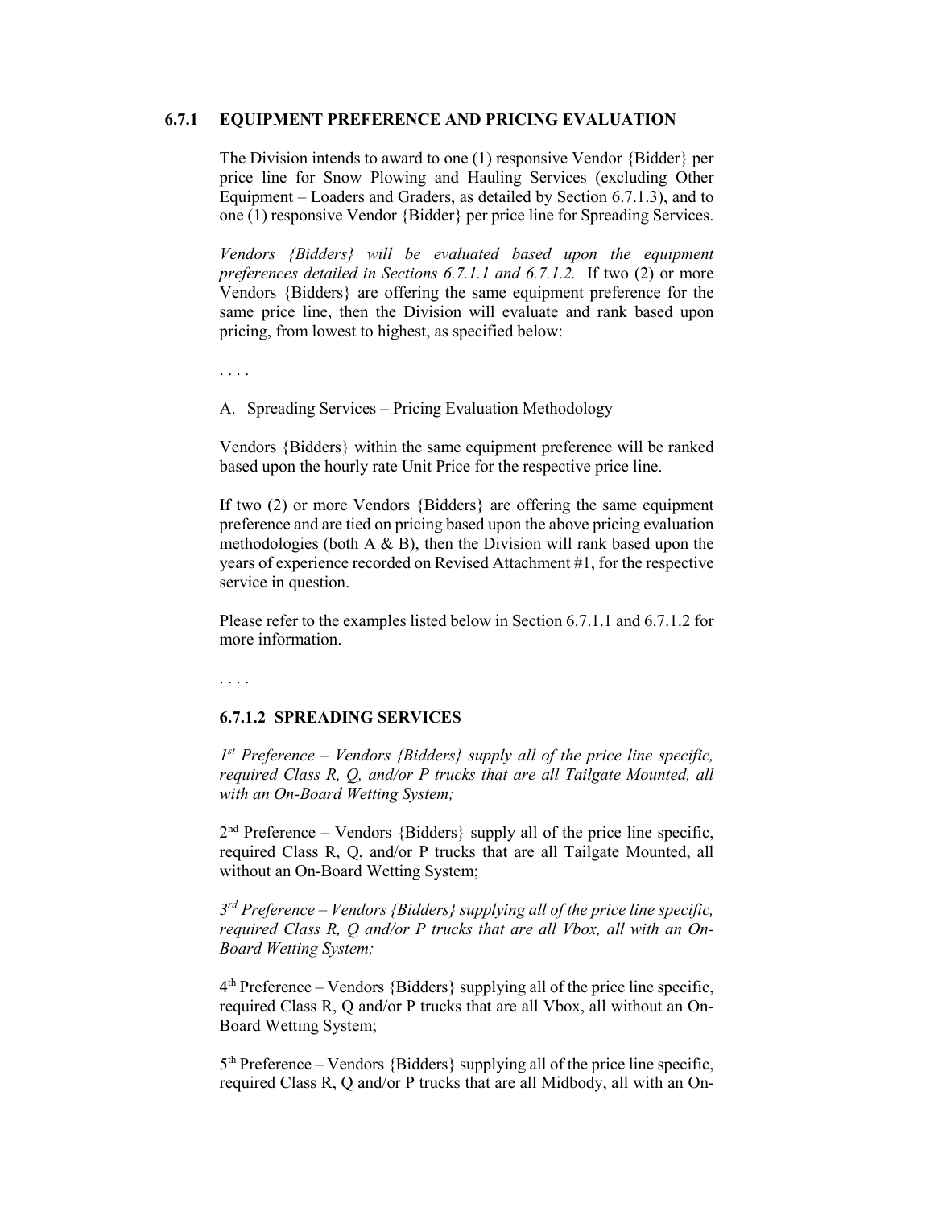### 6.7.1 EQUIPMENT PREFERENCE AND PRICING EVALUATION

The Division intends to award to one (1) responsive Vendor {Bidder} per price line for Snow Plowing and Hauling Services (excluding Other Equipment – Loaders and Graders, as detailed by Section 6.7.1.3), and to one (1) responsive Vendor {Bidder} per price line for Spreading Services.

*Vendors {Bidders} will be evaluated based upon the equipment preferences detailed in Sections 6.7.1.1 and 6.7.1.2.* If two (2) or more Vendors {Bidders} are offering the same equipment preference for the same price line, then the Division will evaluate and rank based upon pricing, from lowest to highest, as specified below:

. . . .

A. Spreading Services – Pricing Evaluation Methodology

Vendors {Bidders} within the same equipment preference will be ranked based upon the hourly rate Unit Price for the respective price line.

If two (2) or more Vendors {Bidders} are offering the same equipment preference and are tied on pricing based upon the above pricing evaluation methodologies (both A & B), then the Division will rank based upon the years of experience recorded on Revised Attachment #1, for the respective service in question.

Please refer to the examples listed below in Section 6.7.1.1 and 6.7.1.2 for more information.

. . . .

#### 6.7.1.2 SPREADING SERVICES

*1st Preference – Vendors {Bidders} supply all of the price line specific, required Class R, Q, and/or P trucks that are all Tailgate Mounted, all with an On-Board Wetting System;*

2nd Preference – Vendors {Bidders} supply all of the price line specific, required Class R, Q, and/or P trucks that are all Tailgate Mounted, all without an On-Board Wetting System;

*3rd Preference – Vendors {Bidders} supplying all of the price line specific, required Class R, Q and/or P trucks that are all Vbox, all with an On-Board Wetting System;*

4th Preference – Vendors {Bidders} supplying all of the price line specific, required Class R, Q and/or P trucks that are all Vbox, all without an On-Board Wetting System;

5th Preference – Vendors {Bidders} supplying all of the price line specific, required Class R, Q and/or P trucks that are all Midbody, all with an On-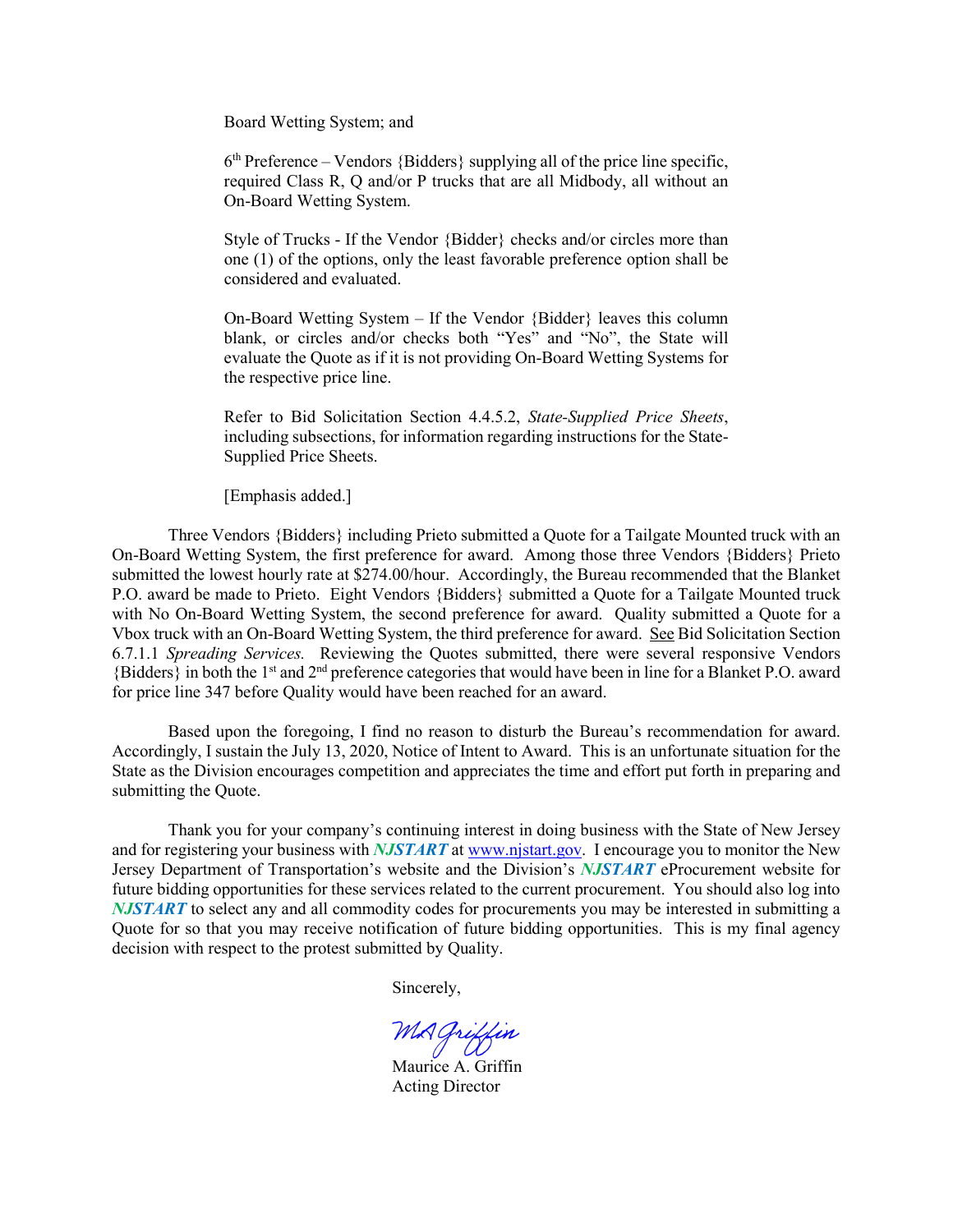> Board Wetting System; and
>
> 6th Preference – Vendors {Bidders} supplying all of the price line specific, required Class R, Q and/or P trucks that are all Midbody, all without an On-Board Wetting System.
>
> Style of Trucks - If the Vendor {Bidder} checks and/or circles more than one (1) of the options, only the least favorable preference option shall be considered and evaluated.
>
> On-Board Wetting System – If the Vendor {Bidder} leaves this column blank, or circles and/or checks both "Yes" and "No", the State will evaluate the Quote as if it is not providing On-Board Wetting Systems for the respective price line.
>
> Refer to Bid Solicitation Section 4.4.5.2, *State-Supplied Price Sheets*, including subsections, for information regarding instructions for the State-Supplied Price Sheets.
>
> [Emphasis added.]

Three Vendors {Bidders} including Prieto submitted a Quote for a Tailgate Mounted truck with an On-Board Wetting System, the first preference for award. Among those three Vendors {Bidders} Prieto submitted the lowest hourly rate at $274.00/hour. Accordingly, the Bureau recommended that the Blanket P.O. award be made to Prieto. Eight Vendors {Bidders} submitted a Quote for a Tailgate Mounted truck with No On-Board Wetting System, the second preference for award. Quality submitted a Quote for a Vbox truck with an On-Board Wetting System, the third preference for award. See Bid Solicitation Section 6.7.1.1 *Spreading Services.* Reviewing the Quotes submitted, there were several responsive Vendors {Bidders} in both the 1st and 2nd preference categories that would have been in line for a Blanket P.O. award for price line 347 before Quality would have been reached for an award.

Based upon the foregoing, I find no reason to disturb the Bureau's recommendation for award. Accordingly, I sustain the July 13, 2020, Notice of Intent to Award. This is an unfortunate situation for the State as the Division encourages competition and appreciates the time and effort put forth in preparing and submitting the Quote.

Thank you for your company's continuing interest in doing business with the State of New Jersey and for registering your business with ***NJSTART*** at www.njstart.gov. I encourage you to monitor the New Jersey Department of Transportation's website and the Division's ***NJSTART*** eProcurement website for future bidding opportunities for these services related to the current procurement. You should also log into ***NJSTART*** to select any and all commodity codes for procurements you may be interested in submitting a Quote for so that you may receive notification of future bidding opportunities. This is my final agency decision with respect to the protest submitted by Quality.

Sincerely,

MA Griffin

Maurice A. Griffin
Acting Director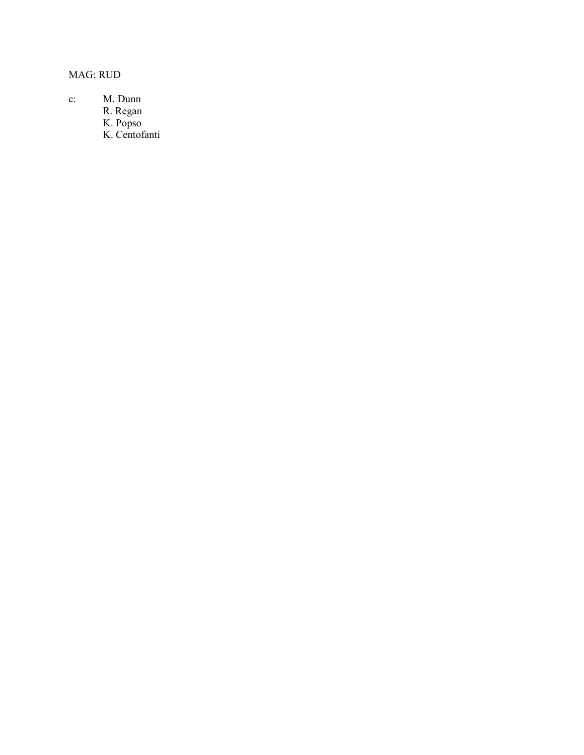MAG: RUD

c: M. Dunn
R. Regan
K. Popso
K. Centofanti